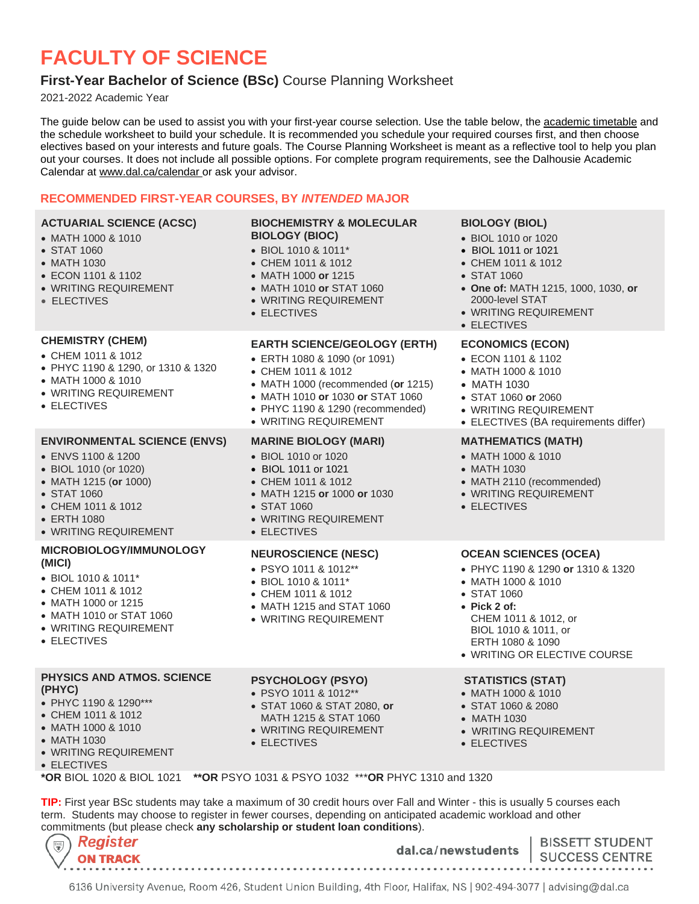# FACULTY OF SCIENCE

**First-Year Bachelor of Science (BSc)** Course Planning Worksheet

2021-2022 Academic Year

The guide below can be used to assist you with your first-year course selection. Use the table below, the academic timetable and the schedule worksheet to build your schedule. It is recommended you schedule your required courses first, and then choose electives based on your interests and future goals. The Course Planning Worksheet is meant as a reflective tool to help you plan out your courses. It does not include all possible options. For complete program requirements, see the Dalhousie Academic Calendar at www.dal.ca/calendar or ask your advisor.

## RECOMMENDED FIRST-YEAR COURSES, BY *INTENDED* MAJOR

### ACTUARIAL SCIENCE (ACSC)
- MATH 1000 & 1010
- STAT 1060
- MATH 1030
- ECON 1101 & 1102
- WRITING REQUIREMENT
- ELECTIVES

### BIOCHEMISTRY & MOLECULAR BIOLOGY (BIOC)
- BIOL 1010 & 1011*
- CHEM 1011 & 1012
- MATH 1000 **or** 1215
- MATH 1010 **or** STAT 1060
- WRITING REQUIREMENT
- ELECTIVES

### BIOLOGY (BIOL)
- BIOL 1010 or 1020
- BIOL 1011 or 1021
- CHEM 1011 & 1012
- STAT 1060
- **One of:** MATH 1215, 1000, 1030, **or** 2000-level STAT
- WRITING REQUIREMENT
- ELECTIVES

### CHEMISTRY (CHEM)
- CHEM 1011 & 1012
- PHYC 1190 & 1290, or 1310 & 1320
- MATH 1000 & 1010
- WRITING REQUIREMENT
- ELECTIVES

### EARTH SCIENCE/GEOLOGY (ERTH)
- ERTH 1080 & 1090 (or 1091)
- CHEM 1011 & 1012
- MATH 1000 (recommended (**or** 1215)
- MATH 1010 **or** 1030 **or** STAT 1060
- PHYC 1190 & 1290 (recommended)
- WRITING REQUIREMENT

### ECONOMICS (ECON)
- ECON 1101 & 1102
- MATH 1000 & 1010
- MATH 1030
- STAT 1060 **or** 2060
- WRITING REQUIREMENT
- ELECTIVES (BA requirements differ)

### ENVIRONMENTAL SCIENCE (ENVS)
- ENVS 1100 & 1200
- BIOL 1010 (or 1020)
- MATH 1215 (**or** 1000)
- STAT 1060
- CHEM 1011 & 1012
- ERTH 1080
- WRITING REQUIREMENT

### MARINE BIOLOGY (MARI)
- BIOL 1010 or 1020
- BIOL 1011 or 1021
- CHEM 1011 & 1012
- MATH 1215 **or** 1000 **or** 1030
- STAT 1060
- WRITING REQUIREMENT
- ELECTIVES

### MATHEMATICS (MATH)
- MATH 1000 & 1010
- MATH 1030
- MATH 2110 (recommended)
- WRITING REQUIREMENT
- ELECTIVES

### MICROBIOLOGY/IMMUNOLOGY (MICI)
- BIOL 1010 & 1011*
- CHEM 1011 & 1012
- MATH 1000 or 1215
- MATH 1010 or STAT 1060
- WRITING REQUIREMENT
- ELECTIVES

### NEUROSCIENCE (NESC)
- PSYO 1011 & 1012**
- BIOL 1010 & 1011*
- CHEM 1011 & 1012
- MATH 1215 and STAT 1060
- WRITING REQUIREMENT

### OCEAN SCIENCES (OCEA)
- PHYC 1190 & 1290 **or** 1310 & 1320
- MATH 1000 & 1010
- STAT 1060
- **Pick 2 of:** CHEM 1011 & 1012, or BIOL 1010 & 1011, or ERTH 1080 & 1090
- WRITING OR ELECTIVE COURSE

### PHYSICS AND ATMOS. SCIENCE (PHYC)
- PHYC 1190 & 1290***
- CHEM 1011 & 1012
- MATH 1000 & 1010
- MATH 1030
- WRITING REQUIREMENT
- ELECTIVES

### PSYCHOLOGY (PSYO)
- PSYO 1011 & 1012**
- STAT 1060 & STAT 2080, **or** MATH 1215 & STAT 1060
- WRITING REQUIREMENT
- ELECTIVES

### STATISTICS (STAT)
- MATH 1000 & 1010
- STAT 1060 & 2080
- MATH 1030
- WRITING REQUIREMENT
- ELECTIVES

***OR** BIOL 1020 & BIOL 1021 ****OR** PSYO 1031 & PSYO 1032 *****OR** PHYC 1310 and 1320

**TIP:** First year BSc students may take a maximum of 30 credit hours over Fall and Winter - this is usually 5 courses each term. Students may choose to register in fewer courses, depending on anticipated academic workload and other commitments (but please check **any scholarship or student loan conditions**).

Register ON TRACK

dal.ca/newstudents | BISSETT STUDENT SUCCESS CENTRE

6136 University Avenue, Room 426, Student Union Building, 4th Floor, Halifax, NS | 902-494-3077 | advising@dal.ca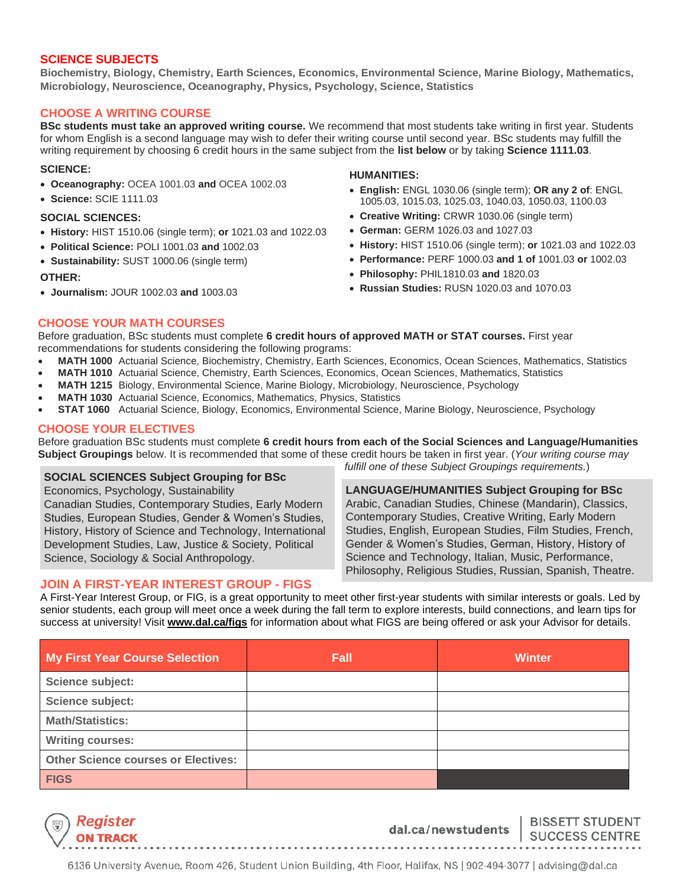## SCIENCE SUBJECTS

**Biochemistry, Biology, Chemistry, Earth Sciences, Economics, Environmental Science, Marine Biology, Mathematics, Microbiology, Neuroscience, Oceanography, Physics, Psychology, Science, Statistics**

## CHOOSE A WRITING COURSE

**BSc students must take an approved writing course.** We recommend that most students take writing in first year. Students for whom English is a second language may wish to defer their writing course until second year. BSc students may fulfill the writing requirement by choosing 6 credit hours in the same subject from the **list below** or by taking **Science 1111.03**.

### SCIENCE:

- **Oceanography:** OCEA 1001.03 **and** OCEA 1002.03
- **Science:** SCIE 1111.03

### SOCIAL SCIENCES:

- **History:** HIST 1510.06 (single term); **or** 1021.03 and 1022.03
- **Political Science:** POLI 1001.03 **and** 1002.03
- **Sustainability:** SUST 1000.06 (single term)

### OTHER:

- **Journalism:** JOUR 1002.03 **and** 1003.03

### HUMANITIES:

- **English:** ENGL 1030.06 (single term); **OR any 2 of**: ENGL 1005.03, 1015.03, 1025.03, 1040.03, 1050.03, 1100.03
- **Creative Writing:** CRWR 1030.06 (single term)
- **German:** GERM 1026.03 and 1027.03
- **History:** HIST 1510.06 (single term); **or** 1021.03 and 1022.03
- **Performance:** PERF 1000.03 **and 1 of** 1001.03 **or** 1002.03
- **Philosophy:** PHIL1810.03 **and** 1820.03
- **Russian Studies:** RUSN 1020.03 and 1070.03

## CHOOSE YOUR MATH COURSES

Before graduation, BSc students must complete **6 credit hours of approved MATH or STAT courses.** First year recommendations for students considering the following programs:

- **MATH 1000** Actuarial Science, Biochemistry, Chemistry, Earth Sciences, Economics, Ocean Sciences, Mathematics, Statistics
- **MATH 1010** Actuarial Science, Chemistry, Earth Sciences, Economics, Ocean Sciences, Mathematics, Statistics
- **MATH 1215** Biology, Environmental Science, Marine Biology, Microbiology, Neuroscience, Psychology
- **MATH 1030** Actuarial Science, Economics, Mathematics, Physics, Statistics
- **STAT 1060** Actuarial Science, Biology, Economics, Environmental Science, Marine Biology, Neuroscience, Psychology

## CHOOSE YOUR ELECTIVES

Before graduation BSc students must complete **6 credit hours from each of the Social Sciences and Language/Humanities Subject Groupings** below. It is recommended that some of these credit hours be taken in first year. (*Your writing course may fulfill one of these Subject Groupings requirements.*)

**SOCIAL SCIENCES Subject Grouping for BSc**
Economics, Psychology, Sustainability
Canadian Studies, Contemporary Studies, Early Modern Studies, European Studies, Gender & Women's Studies, History, History of Science and Technology, International Development Studies, Law, Justice & Society, Political Science, Sociology & Social Anthropology.

**LANGUAGE/HUMANITIES Subject Grouping for BSc**
Arabic, Canadian Studies, Chinese (Mandarin), Classics, Contemporary Studies, Creative Writing, Early Modern Studies, English, European Studies, Film Studies, French, Gender & Women's Studies, German, History, History of Science and Technology, Italian, Music, Performance, Philosophy, Religious Studies, Russian, Spanish, Theatre.

## JOIN A FIRST-YEAR INTEREST GROUP - FIGS

A First-Year Interest Group, or FIG, is a great opportunity to meet other first-year students with similar interests or goals. Led by senior students, each group will meet once a week during the fall term to explore interests, build connections, and learn tips for success at university! Visit **www.dal.ca/figs** for information about what FIGS are being offered or ask your Advisor for details.

| My First Year Course Selection | Fall | Winter |
|---|---|---|
| Science subject: | | |
| Science subject: | | |
| Math/Statistics: | | |
| Writing courses: | | |
| Other Science courses or Electives: | | |
| FIGS | | |

Register ON TRACK

dal.ca/newstudents | BISSETT STUDENT SUCCESS CENTRE

6136 University Avenue, Room 426, Student Union Building, 4th Floor, Halifax, NS | 902-494-3077 | advising@dal.ca